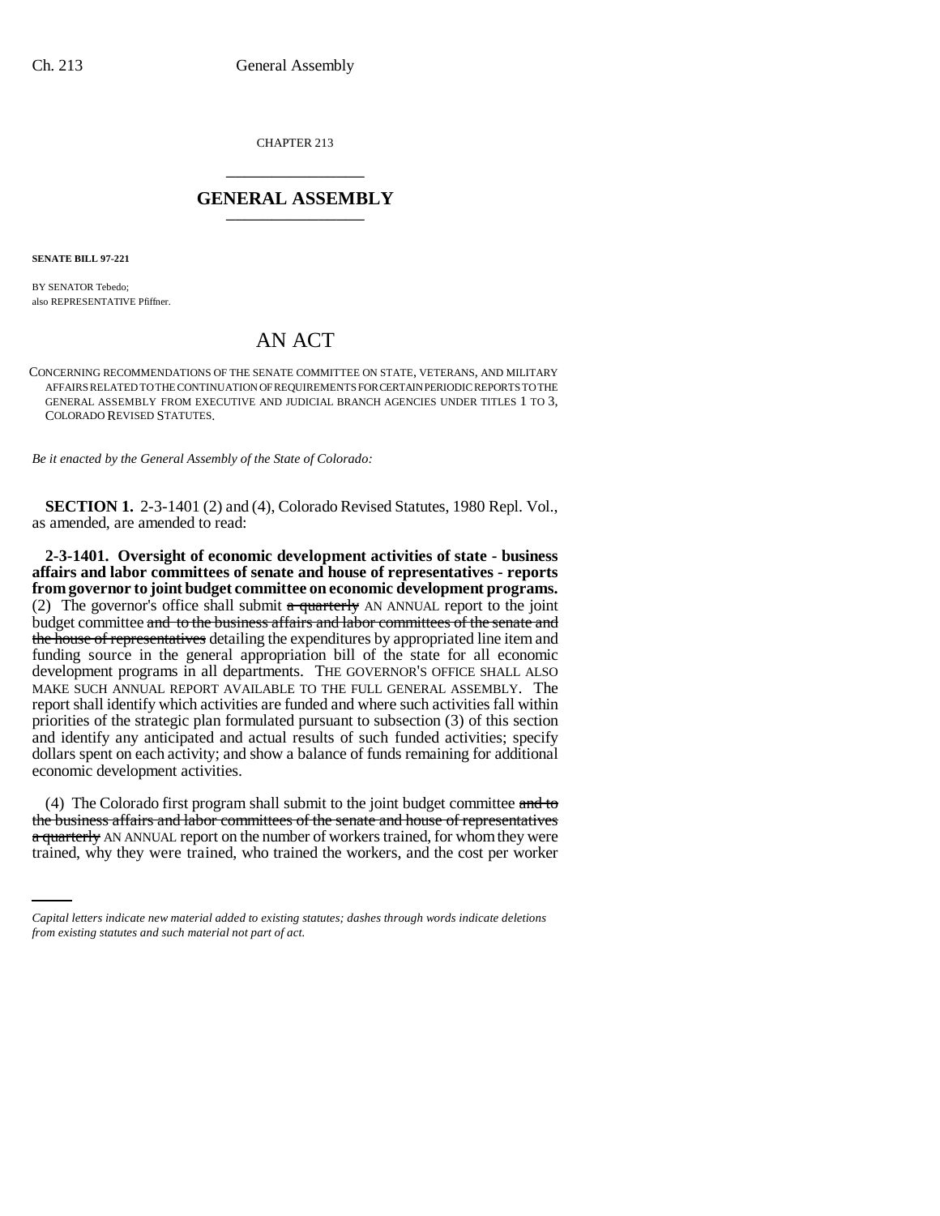CHAPTER 213

## GENERAL ASSEMBLY

**SENATE BILL 97-221**

BY SENATOR Tebedo;
also REPRESENTATIVE Pfiffner.

# AN ACT

CONCERNING RECOMMENDATIONS OF THE SENATE COMMITTEE ON STATE, VETERANS, AND MILITARY AFFAIRS RELATED TO THE CONTINUATION OF REQUIREMENTS FOR CERTAIN PERIODIC REPORTS TO THE GENERAL ASSEMBLY FROM EXECUTIVE AND JUDICIAL BRANCH AGENCIES UNDER TITLES 1 TO 3, COLORADO REVISED STATUTES.

*Be it enacted by the General Assembly of the State of Colorado:*

**SECTION 1.** 2-3-1401 (2) and (4), Colorado Revised Statutes, 1980 Repl. Vol., as amended, are amended to read:

**2-3-1401. Oversight of economic development activities of state - business affairs and labor committees of senate and house of representatives - reports from governor to joint budget committee on economic development programs.** (2) The governor's office shall submit ~~a quarterly~~ AN ANNUAL report to the joint budget committee ~~and to the business affairs and labor committees of the senate and the house of representatives~~ detailing the expenditures by appropriated line item and funding source in the general appropriation bill of the state for all economic development programs in all departments. THE GOVERNOR'S OFFICE SHALL ALSO MAKE SUCH ANNUAL REPORT AVAILABLE TO THE FULL GENERAL ASSEMBLY. The report shall identify which activities are funded and where such activities fall within priorities of the strategic plan formulated pursuant to subsection (3) of this section and identify any anticipated and actual results of such funded activities; specify dollars spent on each activity; and show a balance of funds remaining for additional economic development activities.

(4) The Colorado first program shall submit to the joint budget committee ~~and to the business affairs and labor committees of the senate and house of representatives a quarterly~~ AN ANNUAL report on the number of workers trained, for whom they were trained, why they were trained, who trained the workers, and the cost per worker

*Capital letters indicate new material added to existing statutes; dashes through words indicate deletions from existing statutes and such material not part of act.*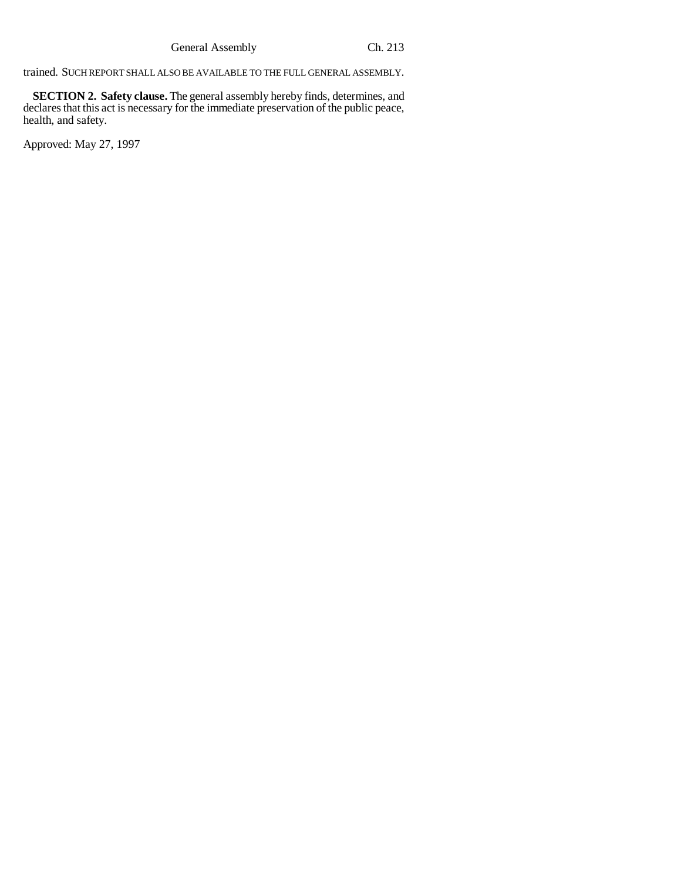trained. SUCH REPORT SHALL ALSO BE AVAILABLE TO THE FULL GENERAL ASSEMBLY.

**SECTION 2. Safety clause.** The general assembly hereby finds, determines, and declares that this act is necessary for the immediate preservation of the public peace, health, and safety.

Approved: May 27, 1997